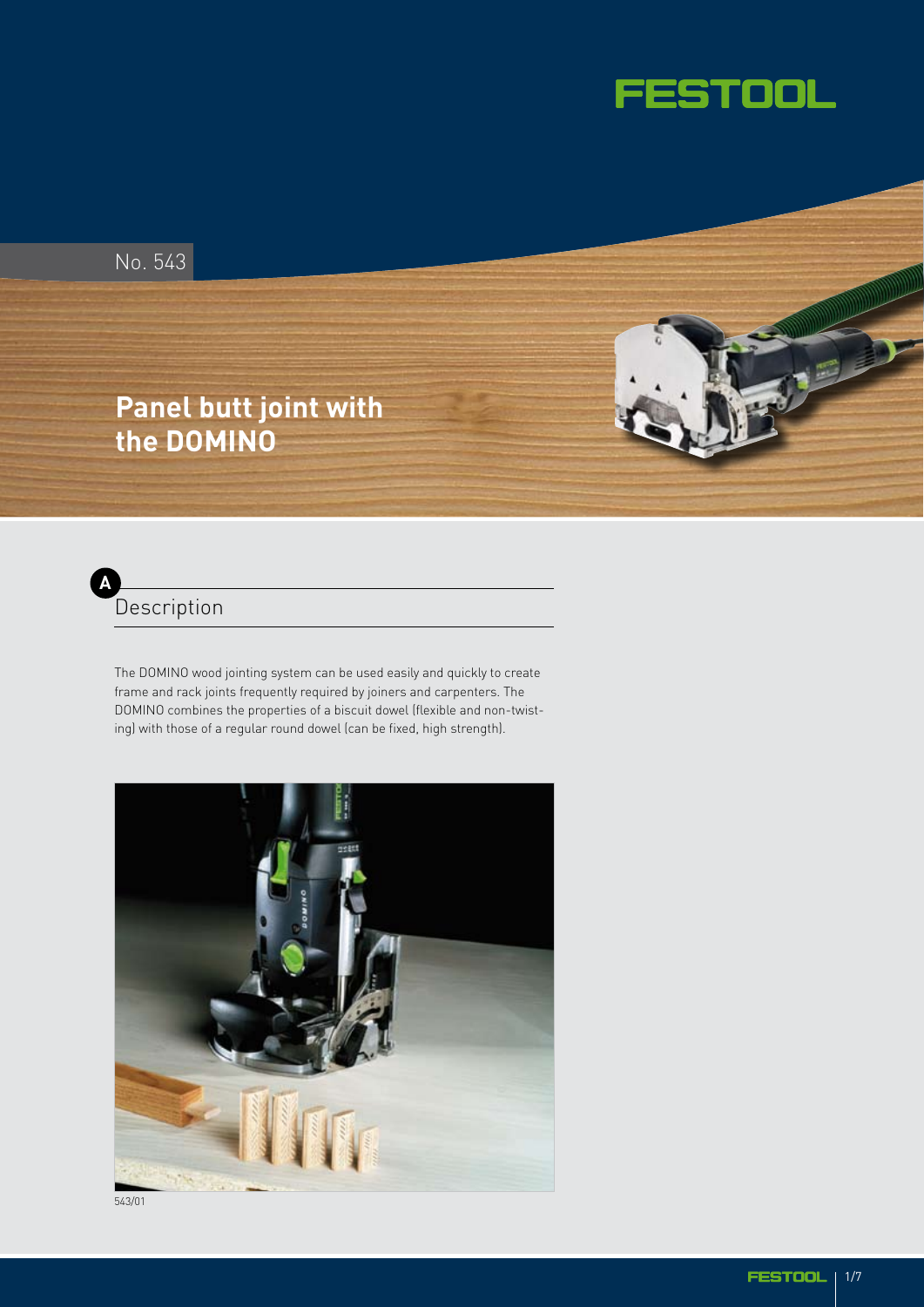FESTOOL

No. 543

# Panel butt joint with the DOMINO

## A Description

The DOMINO wood jointing system can be used easily and quickly to create frame and rack joints frequently required by joiners and carpenters. The DOMINO combines the properties of a biscuit dowel (flexible and non-twisting) with those of a regular round dowel (can be fixed, high strength).

543/01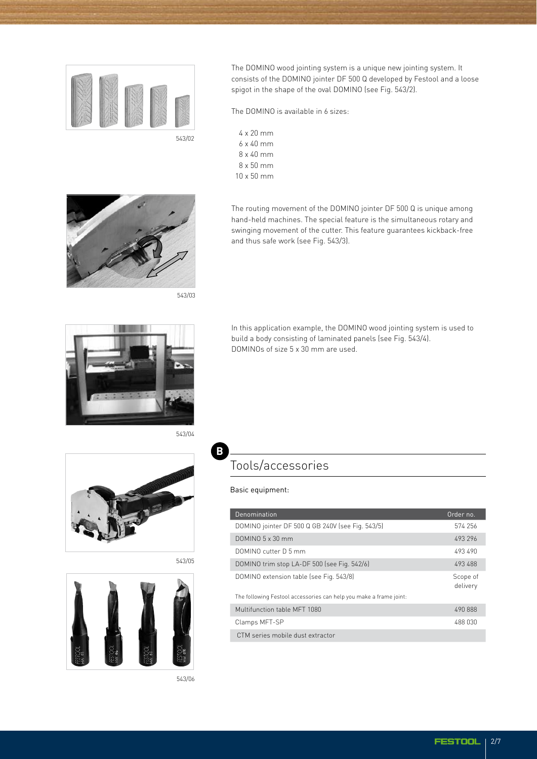The DOMINO wood jointing system is a unique new jointing system. It consists of the DOMINO jointer DF 500 Q developed by Festool and a loose spigot in the shape of the oval DOMINO (see Fig. 543/2).

The DOMINO is available in 6 sizes:

4 x 20 mm
6 x 40 mm
8 x 40 mm
8 x 50 mm
10 x 50 mm

543/02

The routing movement of the DOMINO jointer DF 500 Q is unique among hand-held machines. The special feature is the simultaneous rotary and swinging movement of the cutter. This feature guarantees kickback-free and thus safe work (see Fig. 543/3).

543/03

In this application example, the DOMINO wood jointing system is used to build a body consisting of laminated panels (see Fig. 543/4).
DOMINOs of size 5 x 30 mm are used.

543/04

## B Tools/accessories

Basic equipment:

| Denomination | Order no. |
|---|---|
| DOMINO jointer DF 500 Q GB 240V (see Fig. 543/5) | 574 256 |
| DOMINO 5 x 30 mm | 493 296 |
| DOMINO cutter D 5 mm | 493 490 |
| DOMINO trim stop LA-DF 500 (see Fig. 542/6) | 493 488 |
| DOMINO extension table (see Fig. 543/8) | Scope of delivery |
| The following Festool accessories can help you make a frame joint: | |
| Multifunction table MFT 1080 | 490 888 |
| Clamps MFT-SP | 488 030 |
| CTM series mobile dust extractor | |

543/05

543/06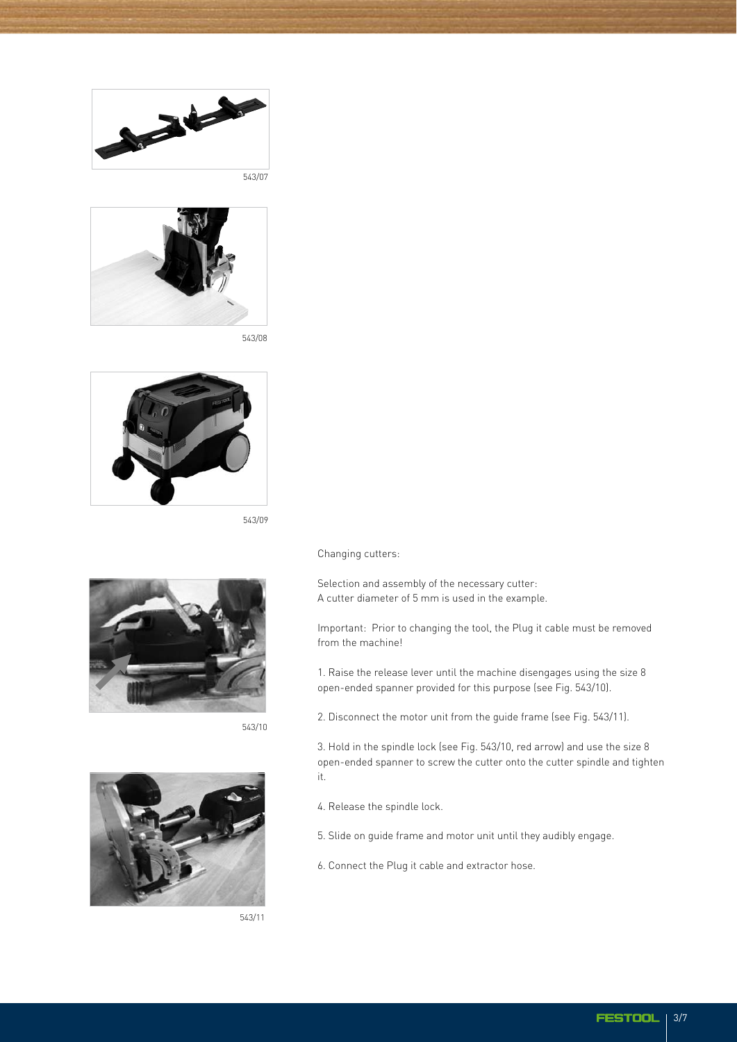543/07

543/08

543/09

543/10

543/11

Changing cutters:

Selection and assembly of the necessary cutter:
A cutter diameter of 5 mm is used in the example.

Important: Prior to changing the tool, the Plug it cable must be removed from the machine!

1. Raise the release lever until the machine disengages using the size 8 open-ended spanner provided for this purpose (see Fig. 543/10).

2. Disconnect the motor unit from the guide frame (see Fig. 543/11).

3. Hold in the spindle lock (see Fig. 543/10, red arrow) and use the size 8 open-ended spanner to screw the cutter onto the cutter spindle and tighten it.

4. Release the spindle lock.

5. Slide on guide frame and motor unit until they audibly engage.

6. Connect the Plug it cable and extractor hose.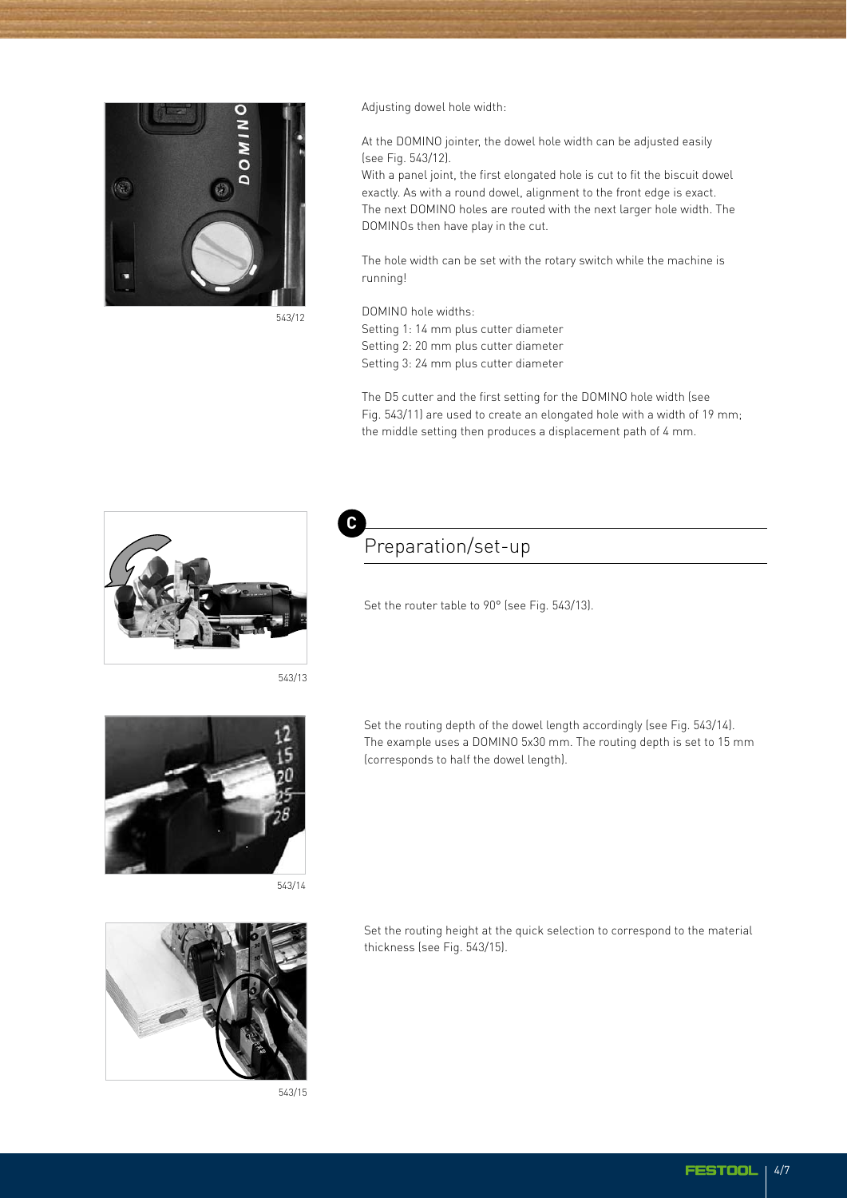543/12

Adjusting dowel hole width:

At the DOMINO jointer, the dowel hole width can be adjusted easily (see Fig. 543/12).
With a panel joint, the first elongated hole is cut to fit the biscuit dowel exactly. As with a round dowel, alignment to the front edge is exact. The next DOMINO holes are routed with the next larger hole width. The DOMINOs then have play in the cut.

The hole width can be set with the rotary switch while the machine is running!

DOMINO hole widths:
Setting 1: 14 mm plus cutter diameter
Setting 2: 20 mm plus cutter diameter
Setting 3: 24 mm plus cutter diameter

The D5 cutter and the first setting for the DOMINO hole width (see Fig. 543/11) are used to create an elongated hole with a width of 19 mm; the middle setting then produces a displacement path of 4 mm.

## C Preparation/set-up

543/13

Set the router table to 90° (see Fig. 543/13).

543/14

Set the routing depth of the dowel length accordingly (see Fig. 543/14). The example uses a DOMINO 5x30 mm. The routing depth is set to 15 mm (corresponds to half the dowel length).

543/15

Set the routing height at the quick selection to correspond to the material thickness (see Fig. 543/15).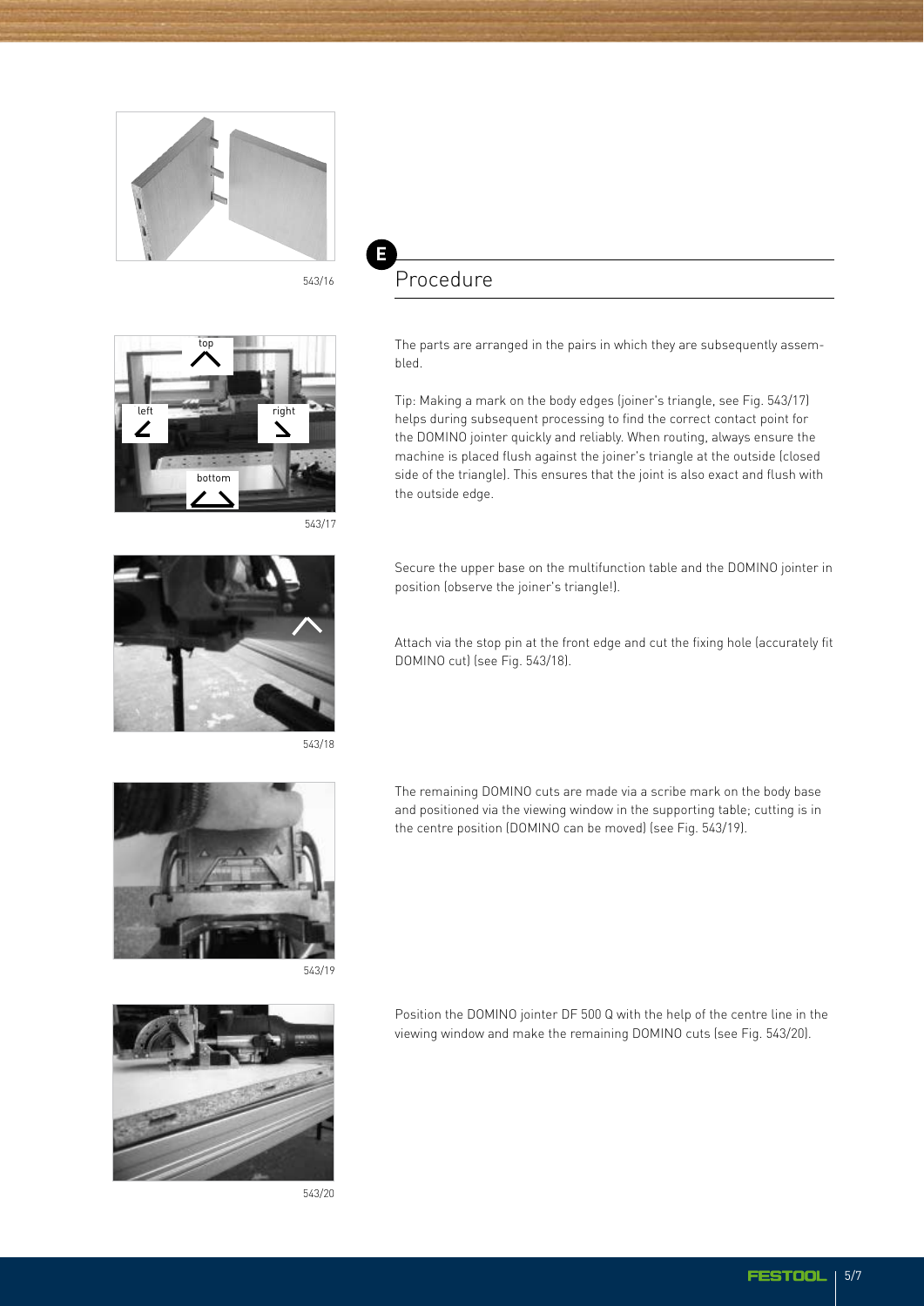543/16

543/17

543/18

543/19

543/20

## Procedure

The parts are arranged in the pairs in which they are subsequently assembled.

Tip: Making a mark on the body edges (joiner's triangle, see Fig. 543/17) helps during subsequent processing to find the correct contact point for the DOMINO jointer quickly and reliably. When routing, always ensure the machine is placed flush against the joiner's triangle at the outside (closed side of the triangle). This ensures that the joint is also exact and flush with the outside edge.

Secure the upper base on the multifunction table and the DOMINO jointer in position (observe the joiner's triangle!).

Attach via the stop pin at the front edge and cut the fixing hole (accurately fit DOMINO cut) (see Fig. 543/18).

The remaining DOMINO cuts are made via a scribe mark on the body base and positioned via the viewing window in the supporting table; cutting is in the centre position (DOMINO can be moved) (see Fig. 543/19).

Position the DOMINO jointer DF 500 Q with the help of the centre line in the viewing window and make the remaining DOMINO cuts (see Fig. 543/20).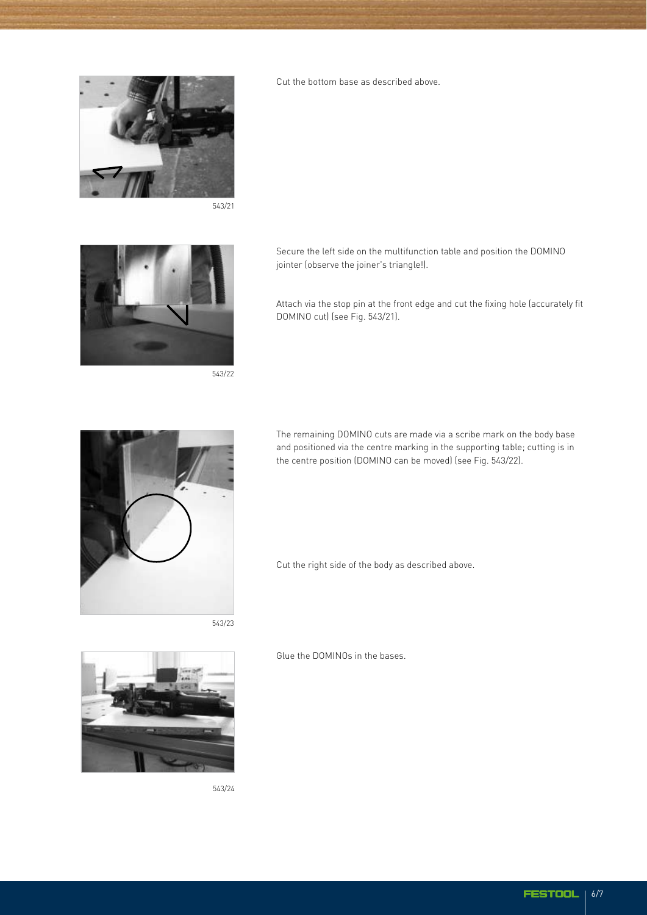543/21

Cut the bottom base as described above.

543/22

Secure the left side on the multifunction table and position the DOMINO jointer (observe the joiner's triangle!).

Attach via the stop pin at the front edge and cut the fixing hole (accurately fit DOMINO cut) (see Fig. 543/21).

543/23

The remaining DOMINO cuts are made via a scribe mark on the body base and positioned via the centre marking in the supporting table; cutting is in the centre position (DOMINO can be moved) (see Fig. 543/22).

Cut the right side of the body as described above.

543/24

Glue the DOMINOs in the bases.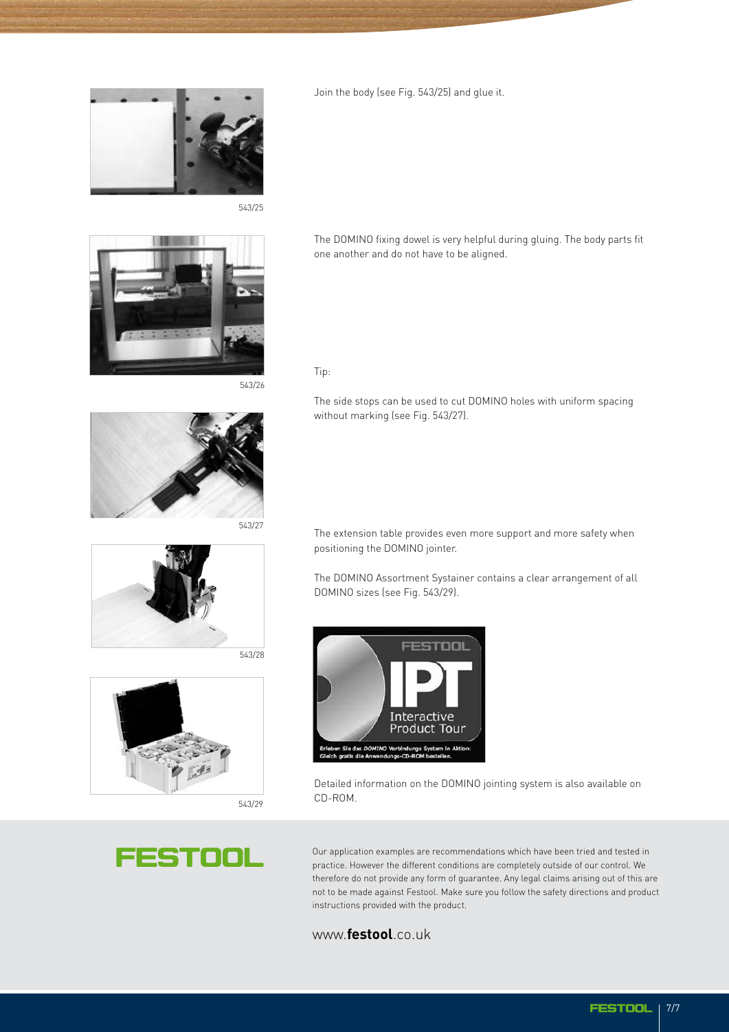543/25

Join the body (see Fig. 543/25) and glue it.

543/26

The DOMINO fixing dowel is very helpful during gluing. The body parts fit one another and do not have to be aligned.

Tip:

The side stops can be used to cut DOMINO holes with uniform spacing without marking (see Fig. 543/27).

543/27

543/28

The extension table provides even more support and more safety when positioning the DOMINO jointer.

The DOMINO Assortment Systainer contains a clear arrangement of all DOMINO sizes (see Fig. 543/29).

543/29

FESTOOL

IPT

Interactive Product Tour

Erleben Sie das *DOMINO* Verbindungs System in Aktion: Gleich gratis die Anwendungs-CD-ROM bestellen.

Detailed information on the DOMINO jointing system is also available on CD-ROM.

FESTOOL

Our application examples are recommendations which have been tried and tested in practice. However the different conditions are completely outside of our control. We therefore do not provide any form of guarantee. Any legal claims arising out of this are not to be made against Festool. Make sure you follow the safety directions and product instructions provided with the product.

www.**festool**.co.uk